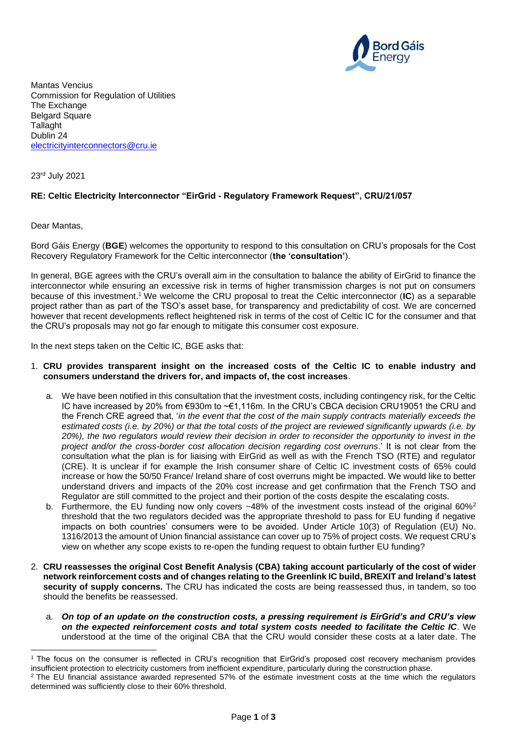Mantas Vencius
Commission for Regulation of Utilities
The Exchange
Belgard Square
Tallaght
Dublin 24
electricityinterconnectors@cru.ie

23rd July 2021

**RE: Celtic Electricity Interconnector "EirGrid - Regulatory Framework Request", CRU/21/057**

Dear Mantas,

Bord Gáis Energy (**BGE**) welcomes the opportunity to respond to this consultation on CRU's proposals for the Cost Recovery Regulatory Framework for the Celtic interconnector (**the 'consultation'**).

In general, BGE agrees with the CRU's overall aim in the consultation to balance the ability of EirGrid to finance the interconnector while ensuring an excessive risk in terms of higher transmission charges is not put on consumers because of this investment.[1] We welcome the CRU proposal to treat the Celtic interconnector (**IC**) as a separable project rather than as part of the TSO's asset base, for transparency and predictability of cost. We are concerned however that recent developments reflect heightened risk in terms of the cost of Celtic IC for the consumer and that the CRU's proposals may not go far enough to mitigate this consumer cost exposure.

In the next steps taken on the Celtic IC, BGE asks that:

1. **CRU provides transparent insight on the increased costs of the Celtic IC to enable industry and consumers understand the drivers for, and impacts of, the cost increases**.

   a. We have been notified in this consultation that the investment costs, including contingency risk, for the Celtic IC have increased by 20% from €930m to ~€1,116m. In the CRU's CBCA decision CRU19051 the CRU and the French CRE agreed that, '*in the event that the cost of the main supply contracts materially exceeds the estimated costs (i.e. by 20%) or that the total costs of the project are reviewed significantly upwards (i.e. by 20%), the two regulators would review their decision in order to reconsider the opportunity to invest in the project and/or the cross-border cost allocation decision regarding cost overruns*.' It is not clear from the consultation what the plan is for liaising with EirGrid as well as with the French TSO (RTE) and regulator (CRE). It is unclear if for example the Irish consumer share of Celtic IC investment costs of 65% could increase or how the 50/50 France/ Ireland share of cost overruns might be impacted. We would like to better understand drivers and impacts of the 20% cost increase and get confirmation that the French TSO and Regulator are still committed to the project and their portion of the costs despite the escalating costs.

   b. Furthermore, the EU funding now only covers ~48% of the investment costs instead of the original 60%[2] threshold that the two regulators decided was the appropriate threshold to pass for EU funding if negative impacts on both countries' consumers were to be avoided. Under Article 10(3) of Regulation (EU) No. 1316/2013 the amount of Union financial assistance can cover up to 75% of project costs. We request CRU's view on whether any scope exists to re-open the funding request to obtain further EU funding?

2. **CRU reassesses the original Cost Benefit Analysis (CBA) taking account particularly of the cost of wider network reinforcement costs and of changes relating to the Greenlink IC build, BREXIT and Ireland's latest security of supply concerns.** The CRU has indicated the costs are being reassessed thus, in tandem, so too should the benefits be reassessed.

   a. ***On top of an update on the construction costs, a pressing requirement is EirGrid's and CRU's view on the expected reinforcement costs and total system costs needed to facilitate the Celtic IC***. We understood at the time of the original CBA that the CRU would consider these costs at a later date. The

---

[1] The focus on the consumer is reflected in CRU's recognition that EirGrid's proposed cost recovery mechanism provides insufficient protection to electricity customers from inefficient expenditure, particularly during the construction phase.

[2] The EU financial assistance awarded represented 57% of the estimate investment costs at the time which the regulators determined was sufficiently close to their 60% threshold.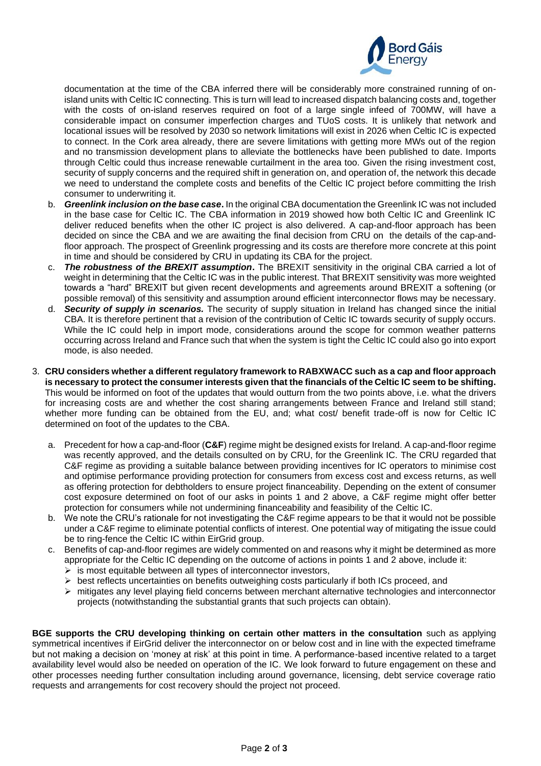documentation at the time of the CBA inferred there will be considerably more constrained running of on-island units with Celtic IC connecting. This is turn will lead to increased dispatch balancing costs and, together with the costs of on-island reserves required on foot of a large single infeed of 700MW, will have a considerable impact on consumer imperfection charges and TUoS costs. It is unlikely that network and locational issues will be resolved by 2030 so network limitations will exist in 2026 when Celtic IC is expected to connect. In the Cork area already, there are severe limitations with getting more MWs out of the region and no transmission development plans to alleviate the bottlenecks have been published to date. Imports through Celtic could thus increase renewable curtailment in the area too. Given the rising investment cost, security of supply concerns and the required shift in generation on, and operation of, the network this decade we need to understand the complete costs and benefits of the Celtic IC project before committing the Irish consumer to underwriting it.

b. ***Greenlink inclusion on the base case***. In the original CBA documentation the Greenlink IC was not included in the base case for Celtic IC. The CBA information in 2019 showed how both Celtic IC and Greenlink IC deliver reduced benefits when the other IC project is also delivered. A cap-and-floor approach has been decided on since the CBA and we are awaiting the final decision from CRU on the details of the cap-and-floor approach. The prospect of Greenlink progressing and its costs are therefore more concrete at this point in time and should be considered by CRU in updating its CBA for the project.

c. ***The robustness of the BREXIT assumption***. The BREXIT sensitivity in the original CBA carried a lot of weight in determining that the Celtic IC was in the public interest. That BREXIT sensitivity was more weighted towards a "hard" BREXIT but given recent developments and agreements around BREXIT a softening (or possible removal) of this sensitivity and assumption around efficient interconnector flows may be necessary.

d. ***Security of supply in scenarios.*** The security of supply situation in Ireland has changed since the initial CBA. It is therefore pertinent that a revision of the contribution of Celtic IC towards security of supply occurs. While the IC could help in import mode, considerations around the scope for common weather patterns occurring across Ireland and France such that when the system is tight the Celtic IC could also go into export mode, is also needed.

3. **CRU considers whether a different regulatory framework to RABXWACC such as a cap and floor approach is necessary to protect the consumer interests given that the financials of the Celtic IC seem to be shifting.** This would be informed on foot of the updates that would outturn from the two points above, i.e. what the drivers for increasing costs are and whether the cost sharing arrangements between France and Ireland still stand; whether more funding can be obtained from the EU, and; what cost/ benefit trade-off is now for Celtic IC determined on foot of the updates to the CBA.

   a. Precedent for how a cap-and-floor (**C&F**) regime might be designed exists for Ireland. A cap-and-floor regime was recently approved, and the details consulted on by CRU, for the Greenlink IC. The CRU regarded that C&F regime as providing a suitable balance between providing incentives for IC operators to minimise cost and optimise performance providing protection for consumers from excess cost and excess returns, as well as offering protection for debtholders to ensure project financeability. Depending on the extent of consumer cost exposure determined on foot of our asks in points 1 and 2 above, a C&F regime might offer better protection for consumers while not undermining financeability and feasibility of the Celtic IC.
   b. We note the CRU's rationale for not investigating the C&F regime appears to be that it would not be possible under a C&F regime to eliminate potential conflicts of interest. One potential way of mitigating the issue could be to ring-fence the Celtic IC within EirGrid group.
   c. Benefits of cap-and-floor regimes are widely commented on and reasons why it might be determined as more appropriate for the Celtic IC depending on the outcome of actions in points 1 and 2 above, include it:
      - is most equitable between all types of interconnector investors,
      - best reflects uncertainties on benefits outweighing costs particularly if both ICs proceed, and
      - mitigates any level playing field concerns between merchant alternative technologies and interconnector projects (notwithstanding the substantial grants that such projects can obtain).

**BGE supports the CRU developing thinking on certain other matters in the consultation** such as applying symmetrical incentives if EirGrid deliver the interconnector on or below cost and in line with the expected timeframe but not making a decision on 'money at risk' at this point in time. A performance-based incentive related to a target availability level would also be needed on operation of the IC. We look forward to future engagement on these and other processes needing further consultation including around governance, licensing, debt service coverage ratio requests and arrangements for cost recovery should the project not proceed.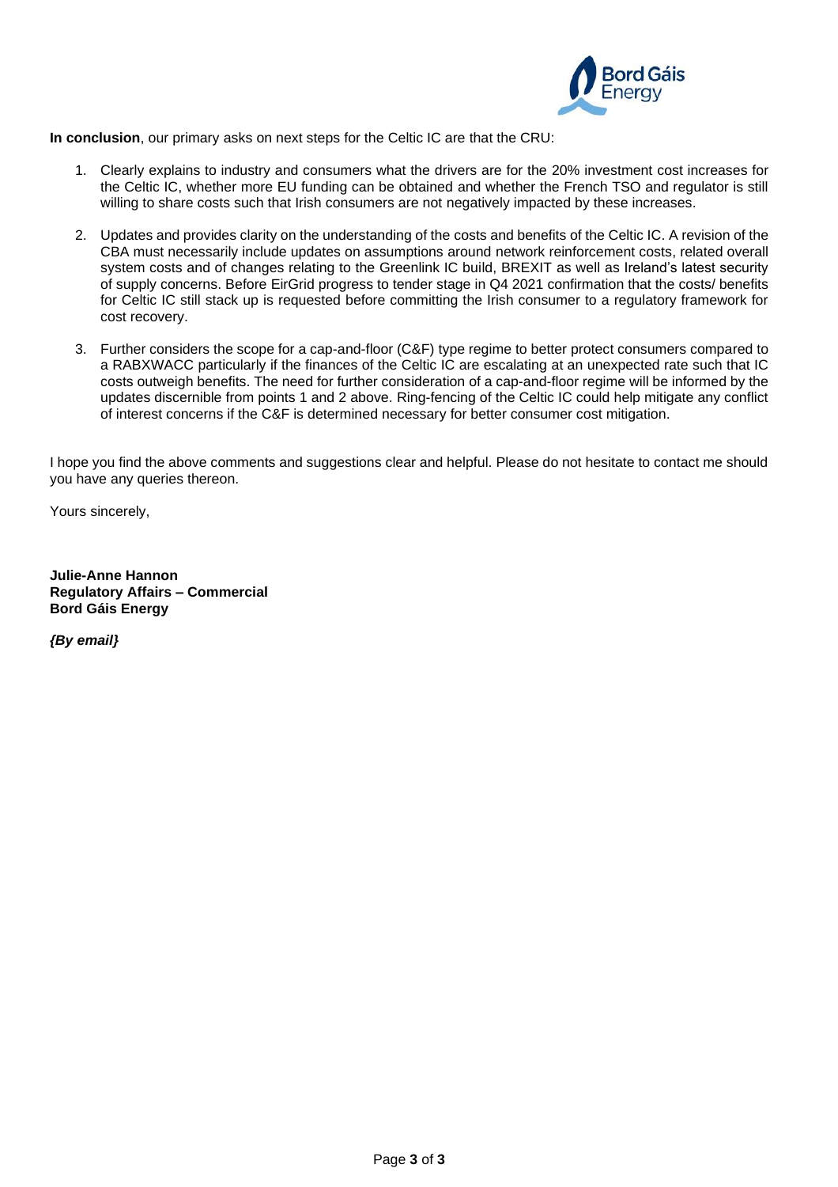**In conclusion**, our primary asks on next steps for the Celtic IC are that the CRU:

1. Clearly explains to industry and consumers what the drivers are for the 20% investment cost increases for the Celtic IC, whether more EU funding can be obtained and whether the French TSO and regulator is still willing to share costs such that Irish consumers are not negatively impacted by these increases.

2. Updates and provides clarity on the understanding of the costs and benefits of the Celtic IC. A revision of the CBA must necessarily include updates on assumptions around network reinforcement costs, related overall system costs and of changes relating to the Greenlink IC build, BREXIT as well as Ireland's latest security of supply concerns. Before EirGrid progress to tender stage in Q4 2021 confirmation that the costs/ benefits for Celtic IC still stack up is requested before committing the Irish consumer to a regulatory framework for cost recovery.

3. Further considers the scope for a cap-and-floor (C&F) type regime to better protect consumers compared to a RABXWACC particularly if the finances of the Celtic IC are escalating at an unexpected rate such that IC costs outweigh benefits. The need for further consideration of a cap-and-floor regime will be informed by the updates discernible from points 1 and 2 above. Ring-fencing of the Celtic IC could help mitigate any conflict of interest concerns if the C&F is determined necessary for better consumer cost mitigation.

I hope you find the above comments and suggestions clear and helpful. Please do not hesitate to contact me should you have any queries thereon.

Yours sincerely,

**Julie-Anne Hannon**
**Regulatory Affairs – Commercial**
**Bord Gáis Energy**

***{By email}***